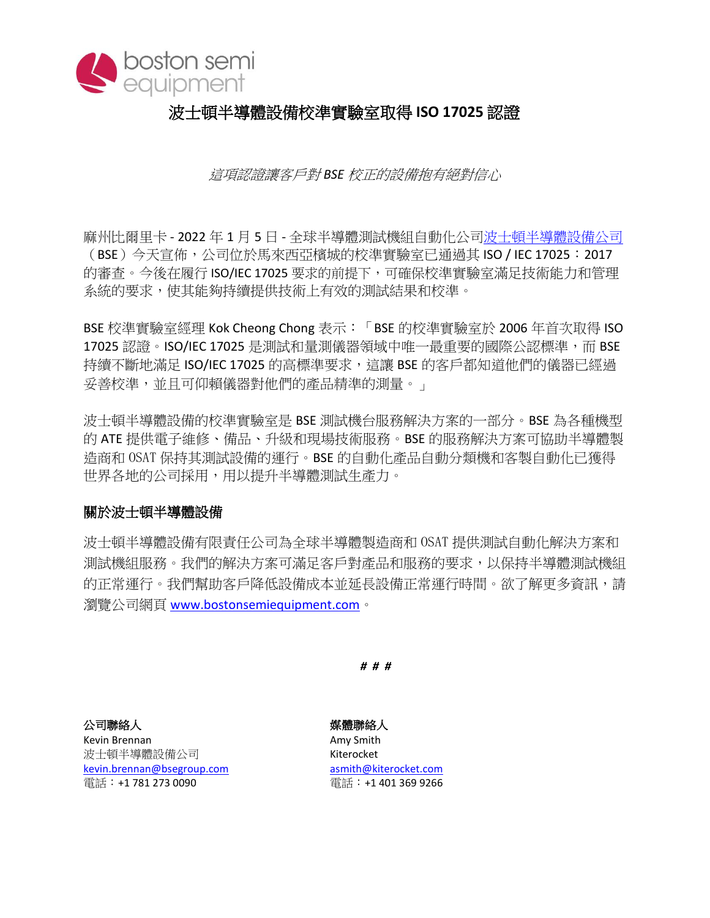# 波士頓半導體設備校準實驗室取得 ISO 17025 認證

*這項認證讓客戶對 BSE 校正的設備抱有絕對信心*

麻州比爾里卡 - 2022 年 1 月 5 日 - 全球半導體測試機組自動化公司波士頓半導體設備公司（BSE）今天宣佈，公司位於馬來西亞檳城的校準實驗室已通過其 ISO / IEC 17025：2017 的審查。今後在履行 ISO/IEC 17025 要求的前提下，可確保校準實驗室滿足技術能力和管理系統的要求，使其能夠持續提供技術上有效的測試結果和校準。

BSE 校準實驗室經理 Kok Cheong Chong 表示：「BSE 的校準實驗室於 2006 年首次取得 ISO 17025 認證。ISO/IEC 17025 是測試和量測儀器領域中唯一最重要的國際公認標準，而 BSE 持續不斷地滿足 ISO/IEC 17025 的高標準要求，這讓 BSE 的客戶都知道他們的儀器已經過妥善校準，並且可仰賴儀器對他們的產品精準的測量。」

波士頓半導體設備的校準實驗室是 BSE 測試機台服務解決方案的一部分。BSE 為各種機型的 ATE 提供電子維修、備品、升級和現場技術服務。BSE 的服務解決方案可協助半導體製造商和 OSAT 保持其測試設備的運行。BSE 的自動化產品自動分類機和客製自動化已獲得世界各地的公司採用，用以提升半導體測試生產力。

## 關於波士頓半導體設備

波士頓半導體設備有限責任公司為全球半導體製造商和 OSAT 提供測試自動化解決方案和測試機組服務。我們的解決方案可滿足客戶對產品和服務的要求，以保持半導體測試機組的正常運行。我們幫助客戶降低設備成本並延長設備正常運行時間。欲了解更多資訊，請瀏覽公司網頁 www.bostonsemiequipment.com。

***# # #***

**公司聯絡人**
Kevin Brennan
波士頓半導體設備公司
kevin.brennan@bsegroup.com
電話：+1 781 273 0090

**媒體聯絡人**
Amy Smith
Kiterocket
asmith@kiterocket.com
電話：+1 401 369 9266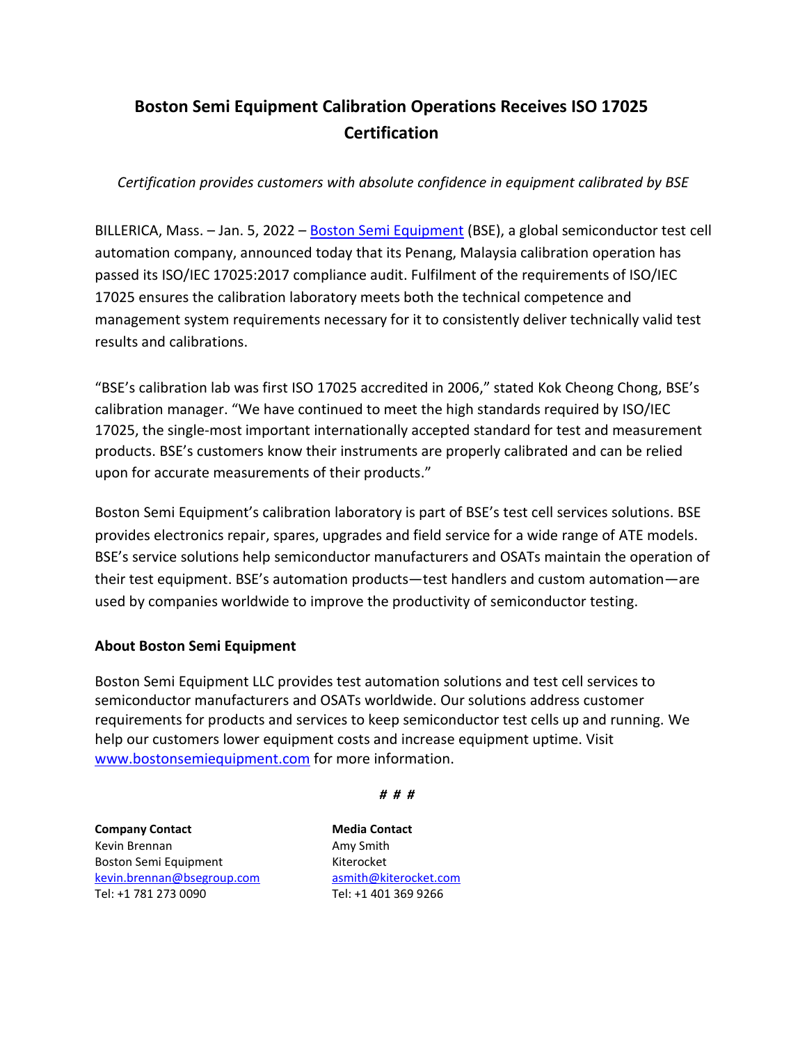# Boston Semi Equipment Calibration Operations Receives ISO 17025 Certification

*Certification provides customers with absolute confidence in equipment calibrated by BSE*

BILLERICA, Mass. – Jan. 5, 2022 – [Boston Semi Equipment](https://www.bostonsemiequipment.com) (BSE), a global semiconductor test cell automation company, announced today that its Penang, Malaysia calibration operation has passed its ISO/IEC 17025:2017 compliance audit. Fulfilment of the requirements of ISO/IEC 17025 ensures the calibration laboratory meets both the technical competence and management system requirements necessary for it to consistently deliver technically valid test results and calibrations.

"BSE's calibration lab was first ISO 17025 accredited in 2006," stated Kok Cheong Chong, BSE's calibration manager. "We have continued to meet the high standards required by ISO/IEC 17025, the single-most important internationally accepted standard for test and measurement products. BSE's customers know their instruments are properly calibrated and can be relied upon for accurate measurements of their products."

Boston Semi Equipment's calibration laboratory is part of BSE's test cell services solutions. BSE provides electronics repair, spares, upgrades and field service for a wide range of ATE models. BSE's service solutions help semiconductor manufacturers and OSATs maintain the operation of their test equipment. BSE's automation products—test handlers and custom automation—are used by companies worldwide to improve the productivity of semiconductor testing.

**About Boston Semi Equipment**

Boston Semi Equipment LLC provides test automation solutions and test cell services to semiconductor manufacturers and OSATs worldwide. Our solutions address customer requirements for products and services to keep semiconductor test cells up and running. We help our customers lower equipment costs and increase equipment uptime. Visit [www.bostonsemiequipment.com](https://www.bostonsemiequipment.com) for more information.

*# # #*

**Company Contact**
Kevin Brennan
Boston Semi Equipment
kevin.brennan@bsegroup.com
Tel: +1 781 273 0090

**Media Contact**
Amy Smith
Kiterocket
asmith@kiterocket.com
Tel: +1 401 369 9266